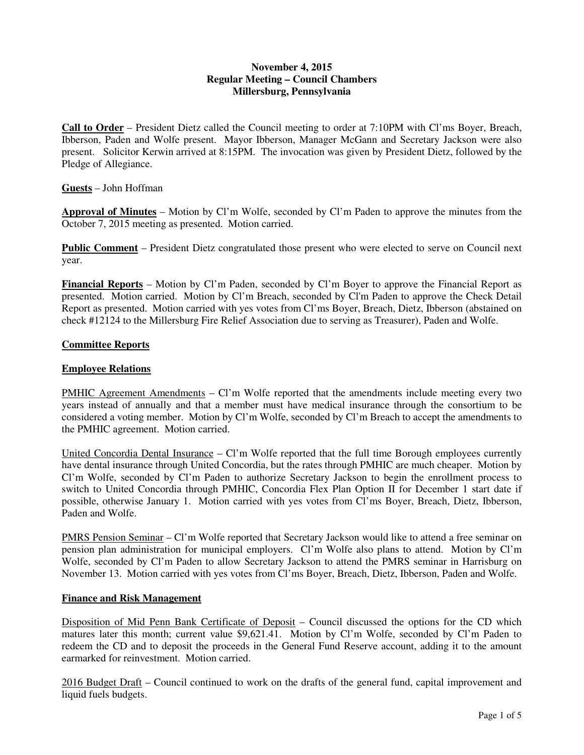**November 4, 2015**
**Regular Meeting – Council Chambers**
**Millersburg, Pennsylvania**

**Call to Order** – President Dietz called the Council meeting to order at 7:10PM with Cl'ms Boyer, Breach, Ibberson, Paden and Wolfe present. Mayor Ibberson, Manager McGann and Secretary Jackson were also present. Solicitor Kerwin arrived at 8:15PM. The invocation was given by President Dietz, followed by the Pledge of Allegiance.

**Guests** – John Hoffman

**Approval of Minutes** – Motion by Cl'm Wolfe, seconded by Cl'm Paden to approve the minutes from the October 7, 2015 meeting as presented. Motion carried.

**Public Comment** – President Dietz congratulated those present who were elected to serve on Council next year.

**Financial Reports** – Motion by Cl'm Paden, seconded by Cl'm Boyer to approve the Financial Report as presented. Motion carried. Motion by Cl'm Breach, seconded by Cl'm Paden to approve the Check Detail Report as presented. Motion carried with yes votes from Cl'ms Boyer, Breach, Dietz, Ibberson (abstained on check #12124 to the Millersburg Fire Relief Association due to serving as Treasurer), Paden and Wolfe.

**Committee Reports**

**Employee Relations**

PMHIC Agreement Amendments – Cl'm Wolfe reported that the amendments include meeting every two years instead of annually and that a member must have medical insurance through the consortium to be considered a voting member. Motion by Cl'm Wolfe, seconded by Cl'm Breach to accept the amendments to the PMHIC agreement. Motion carried.

United Concordia Dental Insurance – Cl'm Wolfe reported that the full time Borough employees currently have dental insurance through United Concordia, but the rates through PMHIC are much cheaper. Motion by Cl'm Wolfe, seconded by Cl'm Paden to authorize Secretary Jackson to begin the enrollment process to switch to United Concordia through PMHIC, Concordia Flex Plan Option II for December 1 start date if possible, otherwise January 1. Motion carried with yes votes from Cl'ms Boyer, Breach, Dietz, Ibberson, Paden and Wolfe.

PMRS Pension Seminar – Cl'm Wolfe reported that Secretary Jackson would like to attend a free seminar on pension plan administration for municipal employers. Cl'm Wolfe also plans to attend. Motion by Cl'm Wolfe, seconded by Cl'm Paden to allow Secretary Jackson to attend the PMRS seminar in Harrisburg on November 13. Motion carried with yes votes from Cl'ms Boyer, Breach, Dietz, Ibberson, Paden and Wolfe.

**Finance and Risk Management**

Disposition of Mid Penn Bank Certificate of Deposit – Council discussed the options for the CD which matures later this month; current value $9,621.41. Motion by Cl'm Wolfe, seconded by Cl'm Paden to redeem the CD and to deposit the proceeds in the General Fund Reserve account, adding it to the amount earmarked for reinvestment. Motion carried.

2016 Budget Draft – Council continued to work on the drafts of the general fund, capital improvement and liquid fuels budgets.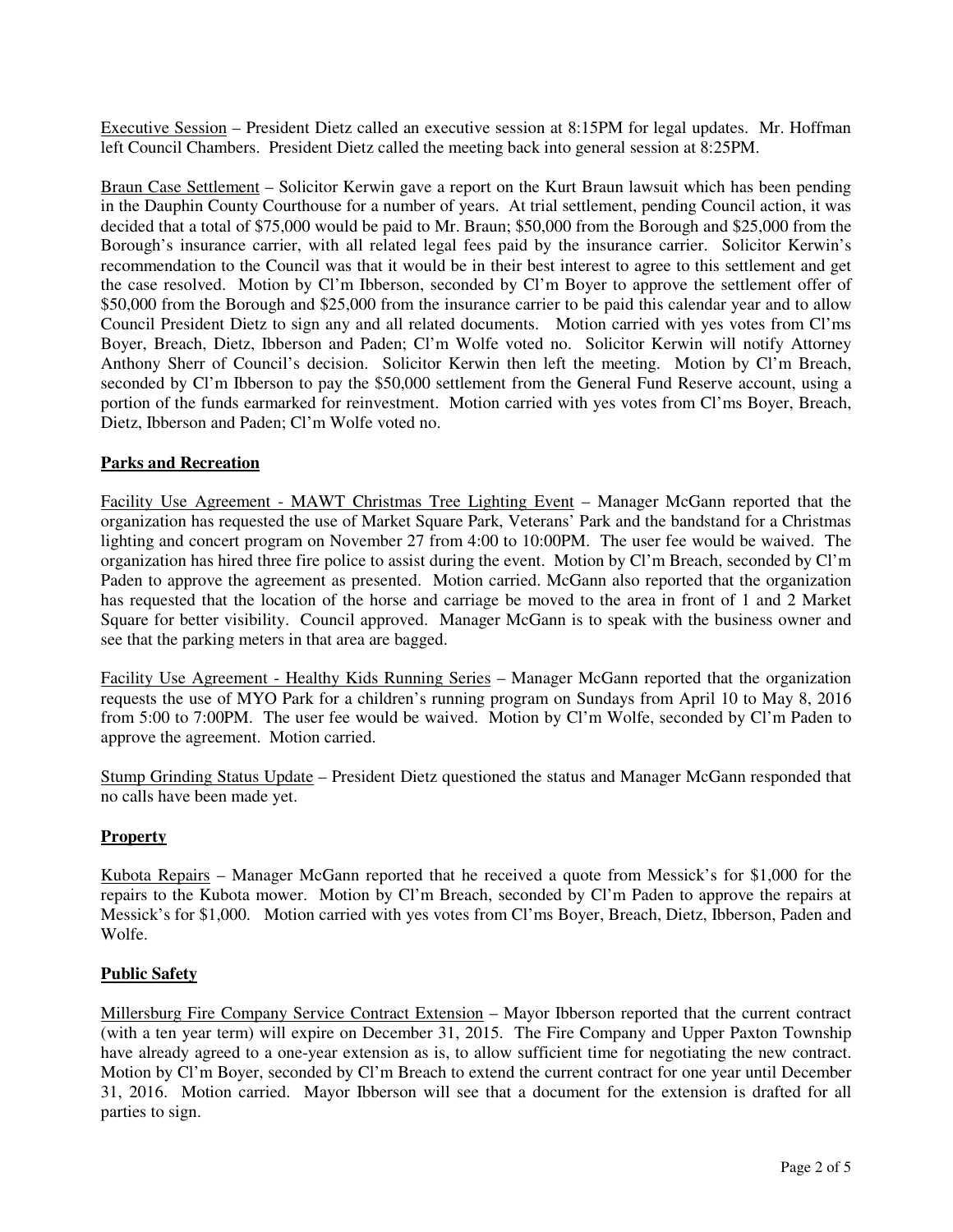Executive Session – President Dietz called an executive session at 8:15PM for legal updates. Mr. Hoffman left Council Chambers. President Dietz called the meeting back into general session at 8:25PM.

Braun Case Settlement – Solicitor Kerwin gave a report on the Kurt Braun lawsuit which has been pending in the Dauphin County Courthouse for a number of years. At trial settlement, pending Council action, it was decided that a total of $75,000 would be paid to Mr. Braun; $50,000 from the Borough and $25,000 from the Borough's insurance carrier, with all related legal fees paid by the insurance carrier. Solicitor Kerwin's recommendation to the Council was that it would be in their best interest to agree to this settlement and get the case resolved. Motion by Cl'm Ibberson, seconded by Cl'm Boyer to approve the settlement offer of $50,000 from the Borough and $25,000 from the insurance carrier to be paid this calendar year and to allow Council President Dietz to sign any and all related documents. Motion carried with yes votes from Cl'ms Boyer, Breach, Dietz, Ibberson and Paden; Cl'm Wolfe voted no. Solicitor Kerwin will notify Attorney Anthony Sherr of Council's decision. Solicitor Kerwin then left the meeting. Motion by Cl'm Breach, seconded by Cl'm Ibberson to pay the $50,000 settlement from the General Fund Reserve account, using a portion of the funds earmarked for reinvestment. Motion carried with yes votes from Cl'ms Boyer, Breach, Dietz, Ibberson and Paden; Cl'm Wolfe voted no.

## Parks and Recreation

Facility Use Agreement - MAWT Christmas Tree Lighting Event – Manager McGann reported that the organization has requested the use of Market Square Park, Veterans' Park and the bandstand for a Christmas lighting and concert program on November 27 from 4:00 to 10:00PM. The user fee would be waived. The organization has hired three fire police to assist during the event. Motion by Cl'm Breach, seconded by Cl'm Paden to approve the agreement as presented. Motion carried. McGann also reported that the organization has requested that the location of the horse and carriage be moved to the area in front of 1 and 2 Market Square for better visibility. Council approved. Manager McGann is to speak with the business owner and see that the parking meters in that area are bagged.

Facility Use Agreement - Healthy Kids Running Series – Manager McGann reported that the organization requests the use of MYO Park for a children's running program on Sundays from April 10 to May 8, 2016 from 5:00 to 7:00PM. The user fee would be waived. Motion by Cl'm Wolfe, seconded by Cl'm Paden to approve the agreement. Motion carried.

Stump Grinding Status Update – President Dietz questioned the status and Manager McGann responded that no calls have been made yet.

## Property

Kubota Repairs – Manager McGann reported that he received a quote from Messick's for $1,000 for the repairs to the Kubota mower. Motion by Cl'm Breach, seconded by Cl'm Paden to approve the repairs at Messick's for $1,000. Motion carried with yes votes from Cl'ms Boyer, Breach, Dietz, Ibberson, Paden and Wolfe.

## Public Safety

Millersburg Fire Company Service Contract Extension – Mayor Ibberson reported that the current contract (with a ten year term) will expire on December 31, 2015. The Fire Company and Upper Paxton Township have already agreed to a one-year extension as is, to allow sufficient time for negotiating the new contract. Motion by Cl'm Boyer, seconded by Cl'm Breach to extend the current contract for one year until December 31, 2016. Motion carried. Mayor Ibberson will see that a document for the extension is drafted for all parties to sign.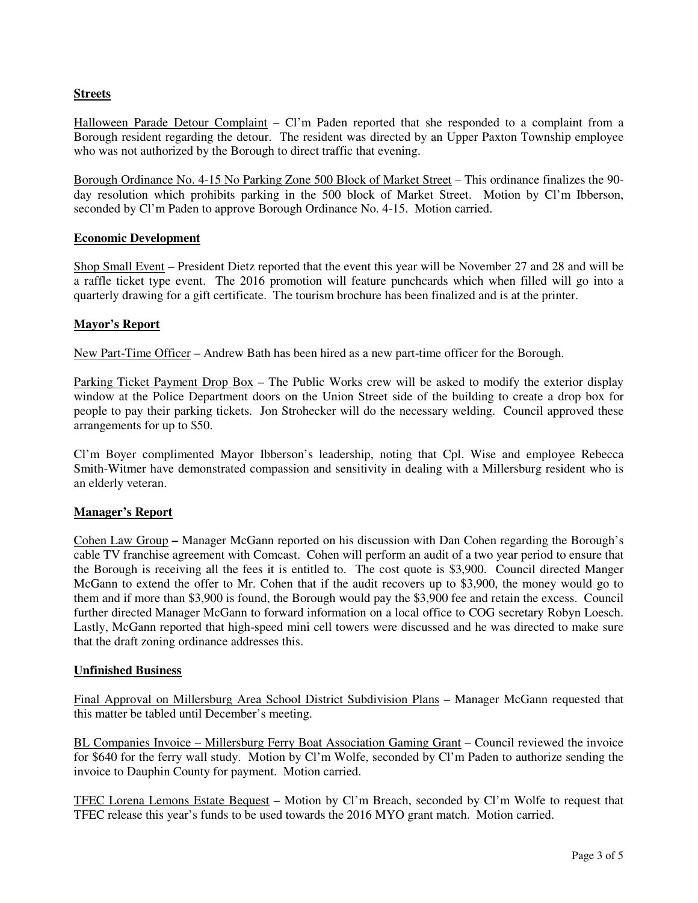**Streets**

Halloween Parade Detour Complaint – Cl'm Paden reported that she responded to a complaint from a Borough resident regarding the detour. The resident was directed by an Upper Paxton Township employee who was not authorized by the Borough to direct traffic that evening.

Borough Ordinance No. 4-15 No Parking Zone 500 Block of Market Street – This ordinance finalizes the 90-day resolution which prohibits parking in the 500 block of Market Street. Motion by Cl'm Ibberson, seconded by Cl'm Paden to approve Borough Ordinance No. 4-15. Motion carried.

**Economic Development**

Shop Small Event – President Dietz reported that the event this year will be November 27 and 28 and will be a raffle ticket type event. The 2016 promotion will feature punchcards which when filled will go into a quarterly drawing for a gift certificate. The tourism brochure has been finalized and is at the printer.

**Mayor's Report**

New Part-Time Officer – Andrew Bath has been hired as a new part-time officer for the Borough.

Parking Ticket Payment Drop Box – The Public Works crew will be asked to modify the exterior display window at the Police Department doors on the Union Street side of the building to create a drop box for people to pay their parking tickets. Jon Strohecker will do the necessary welding. Council approved these arrangements for up to $50.

Cl'm Boyer complimented Mayor Ibberson's leadership, noting that Cpl. Wise and employee Rebecca Smith-Witmer have demonstrated compassion and sensitivity in dealing with a Millersburg resident who is an elderly veteran.

**Manager's Report**

Cohen Law Group **–** Manager McGann reported on his discussion with Dan Cohen regarding the Borough's cable TV franchise agreement with Comcast. Cohen will perform an audit of a two year period to ensure that the Borough is receiving all the fees it is entitled to. The cost quote is $3,900. Council directed Manger McGann to extend the offer to Mr. Cohen that if the audit recovers up to $3,900, the money would go to them and if more than $3,900 is found, the Borough would pay the $3,900 fee and retain the excess. Council further directed Manager McGann to forward information on a local office to COG secretary Robyn Loesch. Lastly, McGann reported that high-speed mini cell towers were discussed and he was directed to make sure that the draft zoning ordinance addresses this.

**Unfinished Business**

Final Approval on Millersburg Area School District Subdivision Plans – Manager McGann requested that this matter be tabled until December's meeting.

BL Companies Invoice – Millersburg Ferry Boat Association Gaming Grant – Council reviewed the invoice for $640 for the ferry wall study. Motion by Cl'm Wolfe, seconded by Cl'm Paden to authorize sending the invoice to Dauphin County for payment. Motion carried.

TFEC Lorena Lemons Estate Bequest – Motion by Cl'm Breach, seconded by Cl'm Wolfe to request that TFEC release this year's funds to be used towards the 2016 MYO grant match. Motion carried.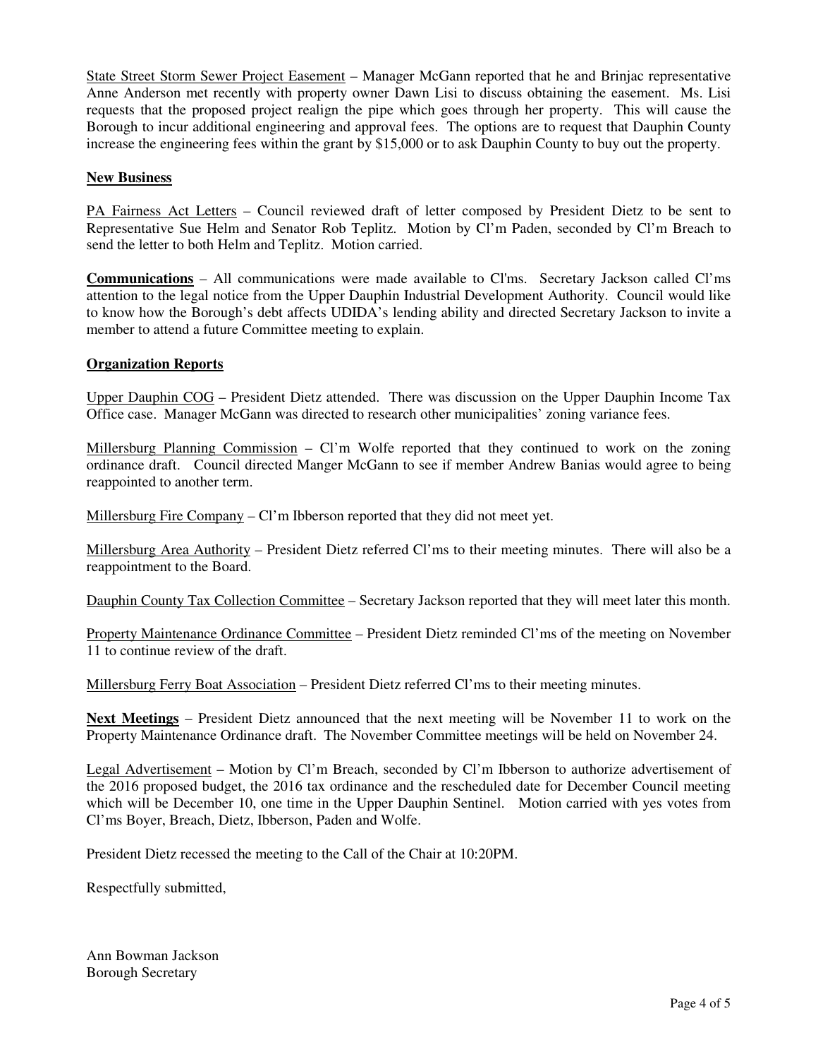State Street Storm Sewer Project Easement – Manager McGann reported that he and Brinjac representative Anne Anderson met recently with property owner Dawn Lisi to discuss obtaining the easement. Ms. Lisi requests that the proposed project realign the pipe which goes through her property. This will cause the Borough to incur additional engineering and approval fees. The options are to request that Dauphin County increase the engineering fees within the grant by $15,000 or to ask Dauphin County to buy out the property.

**New Business**

PA Fairness Act Letters – Council reviewed draft of letter composed by President Dietz to be sent to Representative Sue Helm and Senator Rob Teplitz. Motion by Cl'm Paden, seconded by Cl'm Breach to send the letter to both Helm and Teplitz. Motion carried.

**Communications** – All communications were made available to Cl'ms. Secretary Jackson called Cl'ms attention to the legal notice from the Upper Dauphin Industrial Development Authority. Council would like to know how the Borough's debt affects UDIDA's lending ability and directed Secretary Jackson to invite a member to attend a future Committee meeting to explain.

**Organization Reports**

Upper Dauphin COG – President Dietz attended. There was discussion on the Upper Dauphin Income Tax Office case. Manager McGann was directed to research other municipalities' zoning variance fees.

Millersburg Planning Commission – Cl'm Wolfe reported that they continued to work on the zoning ordinance draft. Council directed Manger McGann to see if member Andrew Banias would agree to being reappointed to another term.

Millersburg Fire Company – Cl'm Ibberson reported that they did not meet yet.

Millersburg Area Authority – President Dietz referred Cl'ms to their meeting minutes. There will also be a reappointment to the Board.

Dauphin County Tax Collection Committee – Secretary Jackson reported that they will meet later this month.

Property Maintenance Ordinance Committee – President Dietz reminded Cl'ms of the meeting on November 11 to continue review of the draft.

Millersburg Ferry Boat Association – President Dietz referred Cl'ms to their meeting minutes.

**Next Meetings** – President Dietz announced that the next meeting will be November 11 to work on the Property Maintenance Ordinance draft. The November Committee meetings will be held on November 24.

Legal Advertisement – Motion by Cl'm Breach, seconded by Cl'm Ibberson to authorize advertisement of the 2016 proposed budget, the 2016 tax ordinance and the rescheduled date for December Council meeting which will be December 10, one time in the Upper Dauphin Sentinel. Motion carried with yes votes from Cl'ms Boyer, Breach, Dietz, Ibberson, Paden and Wolfe.

President Dietz recessed the meeting to the Call of the Chair at 10:20PM.

Respectfully submitted,

Ann Bowman Jackson
Borough Secretary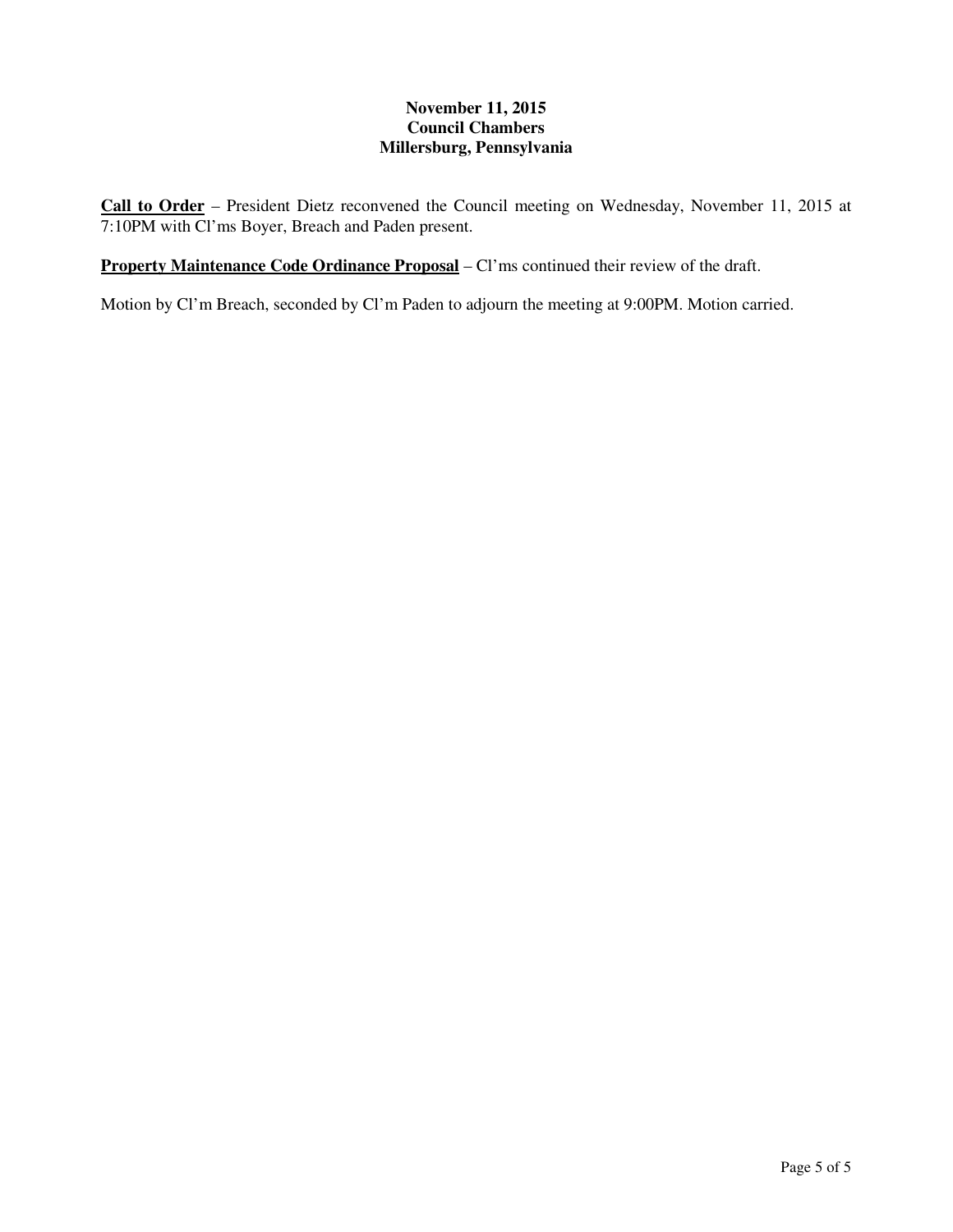**November 11, 2015**
**Council Chambers**
**Millersburg, Pennsylvania**

**Call to Order** – President Dietz reconvened the Council meeting on Wednesday, November 11, 2015 at 7:10PM with Cl'ms Boyer, Breach and Paden present.

**Property Maintenance Code Ordinance Proposal** – Cl'ms continued their review of the draft.

Motion by Cl'm Breach, seconded by Cl'm Paden to adjourn the meeting at 9:00PM. Motion carried.